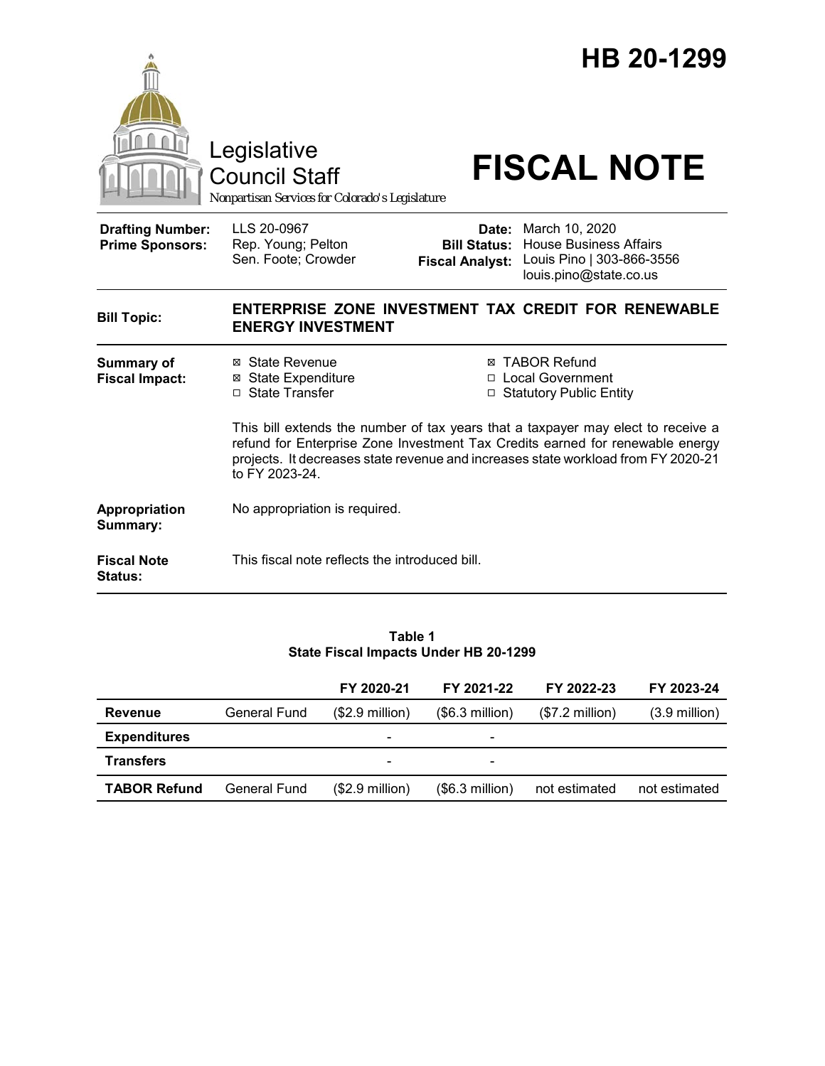# HB 20-1299

Legislative Council Staff

*Nonpartisan Services for Colorado's Legislature*

# FISCAL NOTE

| | | | |
|---|---|---|---|
| **Drafting Number:** | LLS 20-0967 | **Date:** | March 10, 2020 |
| **Prime Sponsors:** | Rep. Young; Pelton<br>Sen. Foote; Crowder | **Bill Status:** | House Business Affairs |
| | | **Fiscal Analyst:** | Louis Pino \| 303-866-3556<br>louis.pino@state.co.us |

**Bill Topic:** **ENTERPRISE ZONE INVESTMENT TAX CREDIT FOR RENEWABLE ENERGY INVESTMENT**

**Summary of Fiscal Impact:**

- ☒ State Revenue
- ☒ State Expenditure
- ☐ State Transfer
- ☒ TABOR Refund
- ☐ Local Government
- ☐ Statutory Public Entity

This bill extends the number of tax years that a taxpayer may elect to receive a refund for Enterprise Zone Investment Tax Credits earned for renewable energy projects. It decreases state revenue and increases state workload from FY 2020-21 to FY 2023-24.

**Appropriation Summary:** No appropriation is required.

**Fiscal Note Status:** This fiscal note reflects the introduced bill.

**Table 1**
**State Fiscal Impacts Under HB 20-1299**

| | | FY 2020-21 | FY 2021-22 | FY 2022-23 | FY 2023-24 |
|---|---|---|---|---|---|
| **Revenue** | General Fund | ($2.9 million) | ($6.3 million) | ($7.2 million) | (3.9 million) |
| **Expenditures** | | - | - | | |
| **Transfers** | | - | - | | |
| **TABOR Refund** | General Fund | ($2.9 million) | ($6.3 million) | not estimated | not estimated |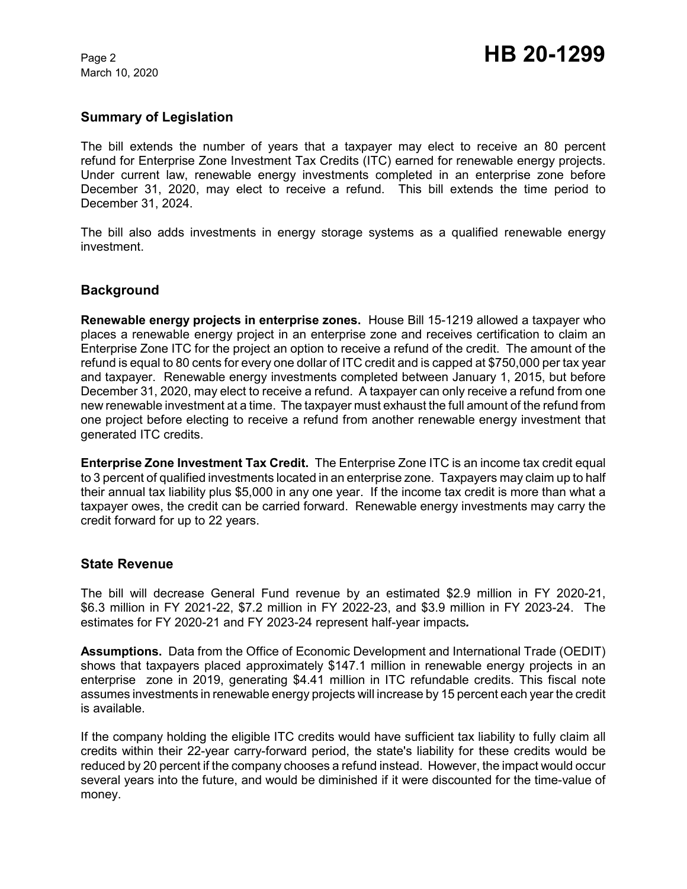## Summary of Legislation

The bill extends the number of years that a taxpayer may elect to receive an 80 percent refund for Enterprise Zone Investment Tax Credits (ITC) earned for renewable energy projects. Under current law, renewable energy investments completed in an enterprise zone before December 31, 2020, may elect to receive a refund. This bill extends the time period to December 31, 2024.

The bill also adds investments in energy storage systems as a qualified renewable energy investment.

## Background

**Renewable energy projects in enterprise zones.** House Bill 15-1219 allowed a taxpayer who places a renewable energy project in an enterprise zone and receives certification to claim an Enterprise Zone ITC for the project an option to receive a refund of the credit. The amount of the refund is equal to 80 cents for every one dollar of ITC credit and is capped at $750,000 per tax year and taxpayer. Renewable energy investments completed between January 1, 2015, but before December 31, 2020, may elect to receive a refund. A taxpayer can only receive a refund from one new renewable investment at a time. The taxpayer must exhaust the full amount of the refund from one project before electing to receive a refund from another renewable energy investment that generated ITC credits.

**Enterprise Zone Investment Tax Credit.** The Enterprise Zone ITC is an income tax credit equal to 3 percent of qualified investments located in an enterprise zone. Taxpayers may claim up to half their annual tax liability plus $5,000 in any one year. If the income tax credit is more than what a taxpayer owes, the credit can be carried forward. Renewable energy investments may carry the credit forward for up to 22 years.

## State Revenue

The bill will decrease General Fund revenue by an estimated $2.9 million in FY 2020-21, $6.3 million in FY 2021-22, $7.2 million in FY 2022-23, and $3.9 million in FY 2023-24. The estimates for FY 2020-21 and FY 2023-24 represent half-year impacts*.*

**Assumptions.** Data from the Office of Economic Development and International Trade (OEDIT) shows that taxpayers placed approximately $147.1 million in renewable energy projects in an enterprise zone in 2019, generating $4.41 million in ITC refundable credits. This fiscal note assumes investments in renewable energy projects will increase by 15 percent each year the credit is available.

If the company holding the eligible ITC credits would have sufficient tax liability to fully claim all credits within their 22-year carry-forward period, the state's liability for these credits would be reduced by 20 percent if the company chooses a refund instead. However, the impact would occur several years into the future, and would be diminished if it were discounted for the time-value of money.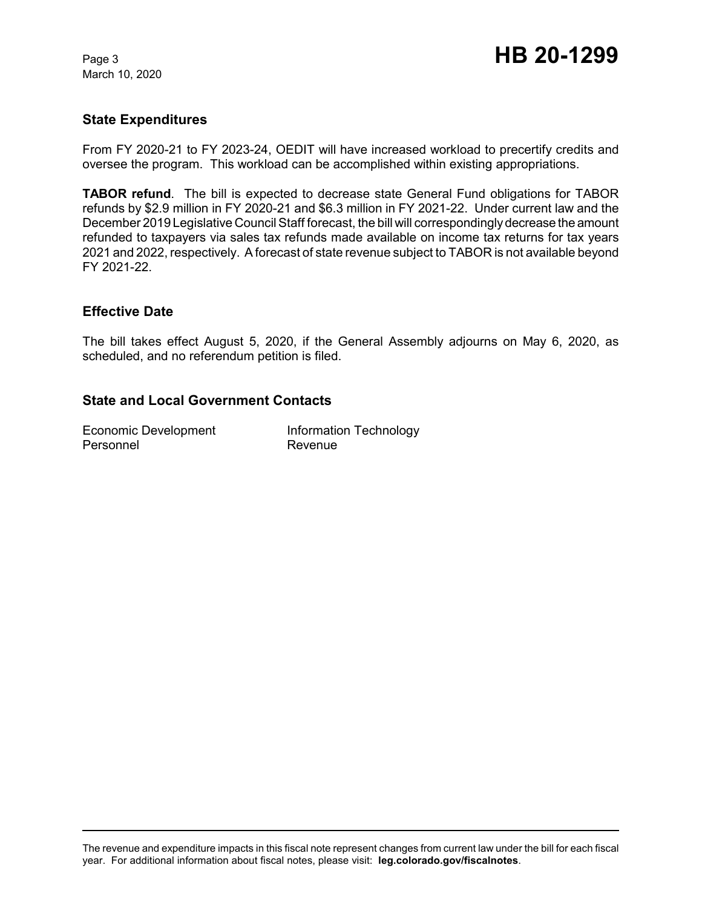## State Expenditures

From FY 2020-21 to FY 2023-24, OEDIT will have increased workload to precertify credits and oversee the program. This workload can be accomplished within existing appropriations.

**TABOR refund**. The bill is expected to decrease state General Fund obligations for TABOR refunds by $2.9 million in FY 2020-21 and $6.3 million in FY 2021-22. Under current law and the December 2019 Legislative Council Staff forecast, the bill will correspondingly decrease the amount refunded to taxpayers via sales tax refunds made available on income tax returns for tax years 2021 and 2022, respectively. A forecast of state revenue subject to TABOR is not available beyond FY 2021-22.

## Effective Date

The bill takes effect August 5, 2020, if the General Assembly adjourns on May 6, 2020, as scheduled, and no referendum petition is filed.

## State and Local Government Contacts

| | |
|---|---|
| Economic Development | Information Technology |
| Personnel | Revenue |

The revenue and expenditure impacts in this fiscal note represent changes from current law under the bill for each fiscal year. For additional information about fiscal notes, please visit: **leg.colorado.gov/fiscalnotes**.